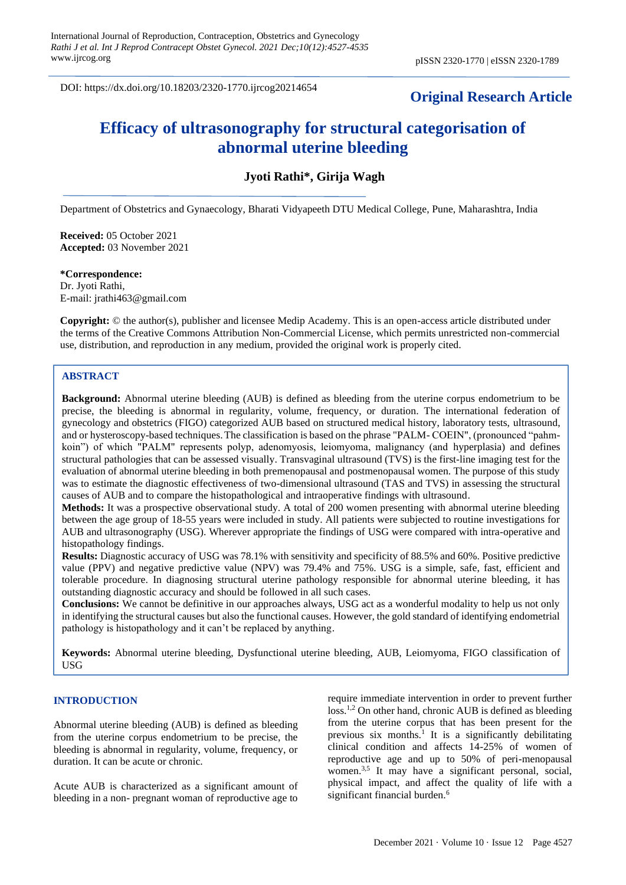DOI: https://dx.doi.org/10.18203/2320-1770.ijrcog20214654

**Original Research Article**

# Efficacy of ultrasonography for structural categorisation of abnormal uterine bleeding

**Jyoti Rathi\*, Girija Wagh**

Department of Obstetrics and Gynaecology, Bharati Vidyapeeth DTU Medical College, Pune, Maharashtra, India

**Received:** 05 October 2021
**Accepted:** 03 November 2021

**\*Correspondence:**
Dr. Jyoti Rathi,
E-mail: jrathi463@gmail.com

**Copyright:** © the author(s), publisher and licensee Medip Academy. This is an open-access article distributed under the terms of the Creative Commons Attribution Non-Commercial License, which permits unrestricted non-commercial use, distribution, and reproduction in any medium, provided the original work is properly cited.

## ABSTRACT

**Background:** Abnormal uterine bleeding (AUB) is defined as bleeding from the uterine corpus endometrium to be precise, the bleeding is abnormal in regularity, volume, frequency, or duration. The international federation of gynecology and obstetrics (FIGO) categorized AUB based on structured medical history, laboratory tests, ultrasound, and or hysteroscopy-based techniques. The classification is based on the phrase "PALM- COEIN", (pronounced "pahm-koin") of which "PALM" represents polyp, adenomyosis, leiomyoma, malignancy (and hyperplasia) and defines structural pathologies that can be assessed visually. Transvaginal ultrasound (TVS) is the first-line imaging test for the evaluation of abnormal uterine bleeding in both premenopausal and postmenopausal women. The purpose of this study was to estimate the diagnostic effectiveness of two-dimensional ultrasound (TAS and TVS) in assessing the structural causes of AUB and to compare the histopathological and intraoperative findings with ultrasound.

**Methods:** It was a prospective observational study. A total of 200 women presenting with abnormal uterine bleeding between the age group of 18-55 years were included in study. All patients were subjected to routine investigations for AUB and ultrasonography (USG). Wherever appropriate the findings of USG were compared with intra-operative and histopathology findings.

**Results:** Diagnostic accuracy of USG was 78.1% with sensitivity and specificity of 88.5% and 60%. Positive predictive value (PPV) and negative predictive value (NPV) was 79.4% and 75%. USG is a simple, safe, fast, efficient and tolerable procedure. In diagnosing structural uterine pathology responsible for abnormal uterine bleeding, it has outstanding diagnostic accuracy and should be followed in all such cases.

**Conclusions:** We cannot be definitive in our approaches always, USG act as a wonderful modality to help us not only in identifying the structural causes but also the functional causes. However, the gold standard of identifying endometrial pathology is histopathology and it can't be replaced by anything.

**Keywords:** Abnormal uterine bleeding, Dysfunctional uterine bleeding, AUB, Leiomyoma, FIGO classification of USG

## INTRODUCTION

Abnormal uterine bleeding (AUB) is defined as bleeding from the uterine corpus endometrium to be precise, the bleeding is abnormal in regularity, volume, frequency, or duration. It can be acute or chronic.

Acute AUB is characterized as a significant amount of bleeding in a non- pregnant woman of reproductive age to require immediate intervention in order to prevent further loss.[1,2] On other hand, chronic AUB is defined as bleeding from the uterine corpus that has been present for the previous six months.[1] It is a significantly debilitating clinical condition and affects 14-25% of women of reproductive age and up to 50% of peri-menopausal women.[3,5] It may have a significant personal, social, physical impact, and affect the quality of life with a significant financial burden.[6]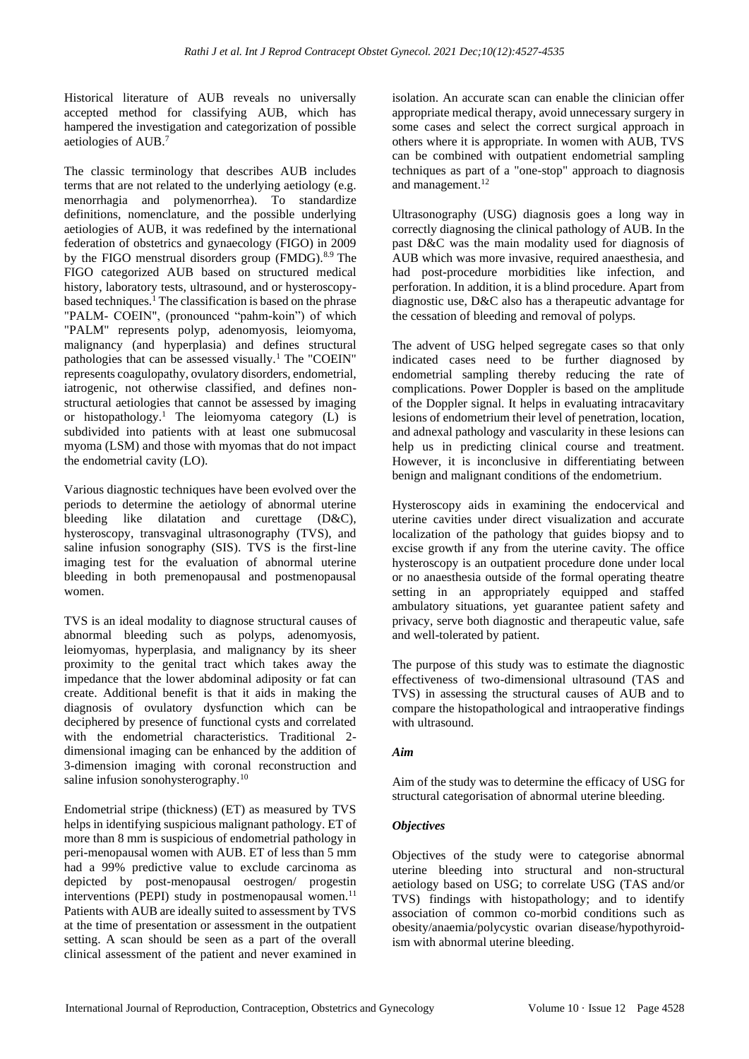Historical literature of AUB reveals no universally accepted method for classifying AUB, which has hampered the investigation and categorization of possible aetiologies of AUB.[7]

The classic terminology that describes AUB includes terms that are not related to the underlying aetiology (e.g. menorrhagia and polymenorrhea). To standardize definitions, nomenclature, and the possible underlying aetiologies of AUB, it was redefined by the international federation of obstetrics and gynaecology (FIGO) in 2009 by the FIGO menstrual disorders group (FMDG).[8,9] The FIGO categorized AUB based on structured medical history, laboratory tests, ultrasound, and or hysteroscopy-based techniques.[1] The classification is based on the phrase "PALM- COEIN", (pronounced "pahm-koin") of which "PALM" represents polyp, adenomyosis, leiomyoma, malignancy (and hyperplasia) and defines structural pathologies that can be assessed visually.[1] The "COEIN" represents coagulopathy, ovulatory disorders, endometrial, iatrogenic, not otherwise classified, and defines non-structural aetiologies that cannot be assessed by imaging or histopathology.[1] The leiomyoma category (L) is subdivided into patients with at least one submucosal myoma (LSM) and those with myomas that do not impact the endometrial cavity (LO).

Various diagnostic techniques have been evolved over the periods to determine the aetiology of abnormal uterine bleeding like dilatation and curettage (D&C), hysteroscopy, transvaginal ultrasonography (TVS), and saline infusion sonography (SIS). TVS is the first-line imaging test for the evaluation of abnormal uterine bleeding in both premenopausal and postmenopausal women.

TVS is an ideal modality to diagnose structural causes of abnormal bleeding such as polyps, adenomyosis, leiomyomas, hyperplasia, and malignancy by its sheer proximity to the genital tract which takes away the impedance that the lower abdominal adiposity or fat can create. Additional benefit is that it aids in making the diagnosis of ovulatory dysfunction which can be deciphered by presence of functional cysts and correlated with the endometrial characteristics. Traditional 2-dimensional imaging can be enhanced by the addition of 3-dimension imaging with coronal reconstruction and saline infusion sonohysterography.[10]

Endometrial stripe (thickness) (ET) as measured by TVS helps in identifying suspicious malignant pathology. ET of more than 8 mm is suspicious of endometrial pathology in peri-menopausal women with AUB. ET of less than 5 mm had a 99% predictive value to exclude carcinoma as depicted by post-menopausal oestrogen/ progestin interventions (PEPI) study in postmenopausal women.[11] Patients with AUB are ideally suited to assessment by TVS at the time of presentation or assessment in the outpatient setting. A scan should be seen as a part of the overall clinical assessment of the patient and never examined in isolation. An accurate scan can enable the clinician offer appropriate medical therapy, avoid unnecessary surgery in some cases and select the correct surgical approach in others where it is appropriate. In women with AUB, TVS can be combined with outpatient endometrial sampling techniques as part of a "one-stop" approach to diagnosis and management.[12]

Ultrasonography (USG) diagnosis goes a long way in correctly diagnosing the clinical pathology of AUB. In the past D&C was the main modality used for diagnosis of AUB which was more invasive, required anaesthesia, and had post-procedure morbidities like infection, and perforation. In addition, it is a blind procedure. Apart from diagnostic use, D&C also has a therapeutic advantage for the cessation of bleeding and removal of polyps.

The advent of USG helped segregate cases so that only indicated cases need to be further diagnosed by endometrial sampling thereby reducing the rate of complications. Power Doppler is based on the amplitude of the Doppler signal. It helps in evaluating intracavitary lesions of endometrium their level of penetration, location, and adnexal pathology and vascularity in these lesions can help us in predicting clinical course and treatment. However, it is inconclusive in differentiating between benign and malignant conditions of the endometrium.

Hysteroscopy aids in examining the endocervical and uterine cavities under direct visualization and accurate localization of the pathology that guides biopsy and to excise growth if any from the uterine cavity. The office hysteroscopy is an outpatient procedure done under local or no anaesthesia outside of the formal operating theatre setting in an appropriately equipped and staffed ambulatory situations, yet guarantee patient safety and privacy, serve both diagnostic and therapeutic value, safe and well-tolerated by patient.

The purpose of this study was to estimate the diagnostic effectiveness of two-dimensional ultrasound (TAS and TVS) in assessing the structural causes of AUB and to compare the histopathological and intraoperative findings with ultrasound.

### *Aim*

Aim of the study was to determine the efficacy of USG for structural categorisation of abnormal uterine bleeding.

### *Objectives*

Objectives of the study were to categorise abnormal uterine bleeding into structural and non-structural aetiology based on USG; to correlate USG (TAS and/or TVS) findings with histopathology; and to identify association of common co-morbid conditions such as obesity/anaemia/polycystic ovarian disease/hypothyroidism with abnormal uterine bleeding.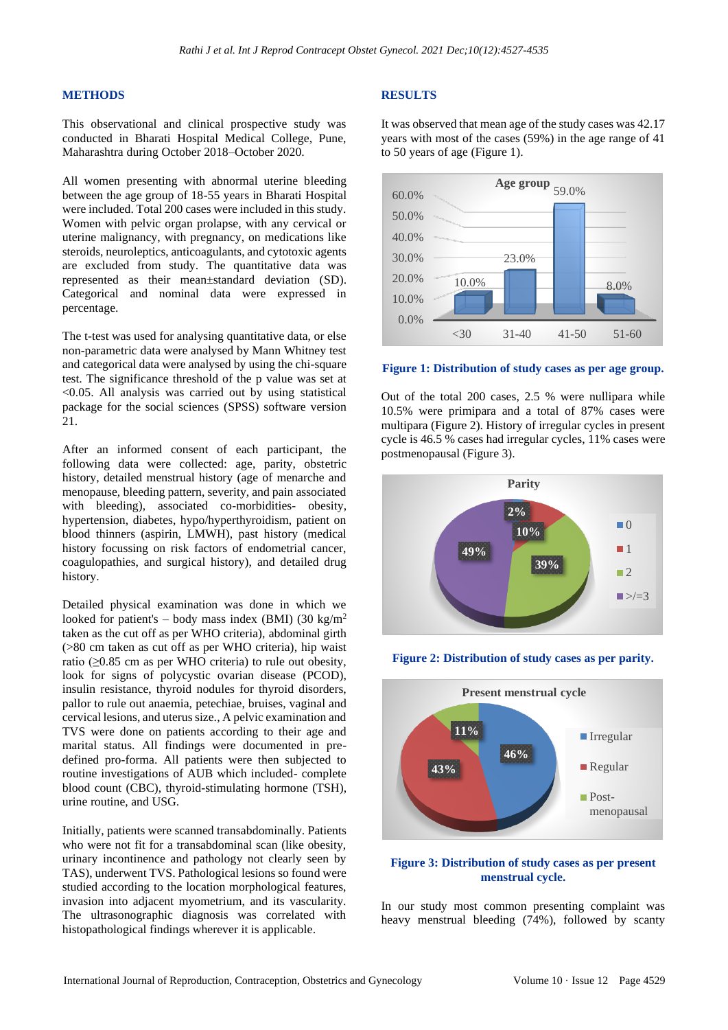## METHODS

This observational and clinical prospective study was conducted in Bharati Hospital Medical College, Pune, Maharashtra during October 2018–October 2020.

All women presenting with abnormal uterine bleeding between the age group of 18-55 years in Bharati Hospital were included. Total 200 cases were included in this study. Women with pelvic organ prolapse, with any cervical or uterine malignancy, with pregnancy, on medications like steroids, neuroleptics, anticoagulants, and cytotoxic agents are excluded from study. The quantitative data was represented as their mean±standard deviation (SD). Categorical and nominal data were expressed in percentage.

The t-test was used for analysing quantitative data, or else non-parametric data were analysed by Mann Whitney test and categorical data were analysed by using the chi-square test. The significance threshold of the p value was set at <0.05. All analysis was carried out by using statistical package for the social sciences (SPSS) software version 21.

After an informed consent of each participant, the following data were collected: age, parity, obstetric history, detailed menstrual history (age of menarche and menopause, bleeding pattern, severity, and pain associated with bleeding), associated co-morbidities- obesity, hypertension, diabetes, hypo/hyperthyroidism, patient on blood thinners (aspirin, LMWH), past history (medical history focussing on risk factors of endometrial cancer, coagulopathies, and surgical history), and detailed drug history.

Detailed physical examination was done in which we looked for patient's – body mass index (BMI) (30 kg/m$^2$ taken as the cut off as per WHO criteria), abdominal girth (>80 cm taken as cut off as per WHO criteria), hip waist ratio (≥0.85 cm as per WHO criteria) to rule out obesity, look for signs of polycystic ovarian disease (PCOD), insulin resistance, thyroid nodules for thyroid disorders, pallor to rule out anaemia, petechiae, bruises, vaginal and cervical lesions, and uterus size., A pelvic examination and TVS were done on patients according to their age and marital status. All findings were documented in pre-defined pro-forma. All patients were then subjected to routine investigations of AUB which included- complete blood count (CBC), thyroid-stimulating hormone (TSH), urine routine, and USG.

Initially, patients were scanned transabdominally. Patients who were not fit for a transabdominal scan (like obesity, urinary incontinence and pathology not clearly seen by TAS), underwent TVS. Pathological lesions so found were studied according to the location morphological features, invasion into adjacent myometrium, and its vascularity. The ultrasonographic diagnosis was correlated with histopathological findings wherever it is applicable.

## RESULTS

It was observed that mean age of the study cases was 42.17 years with most of the cases (59%) in the age range of 41 to 50 years of age (Figure 1).

**Figure 1: Distribution of study cases as per age group.**

Out of the total 200 cases, 2.5 % were nullipara while 10.5% were primipara and a total of 87% cases were multipara (Figure 2). History of irregular cycles in present cycle is 46.5 % cases had irregular cycles, 11% cases were postmenopausal (Figure 3).

**Figure 2: Distribution of study cases as per parity.**

**Figure 3: Distribution of study cases as per present menstrual cycle.**

In our study most common presenting complaint was heavy menstrual bleeding (74%), followed by scanty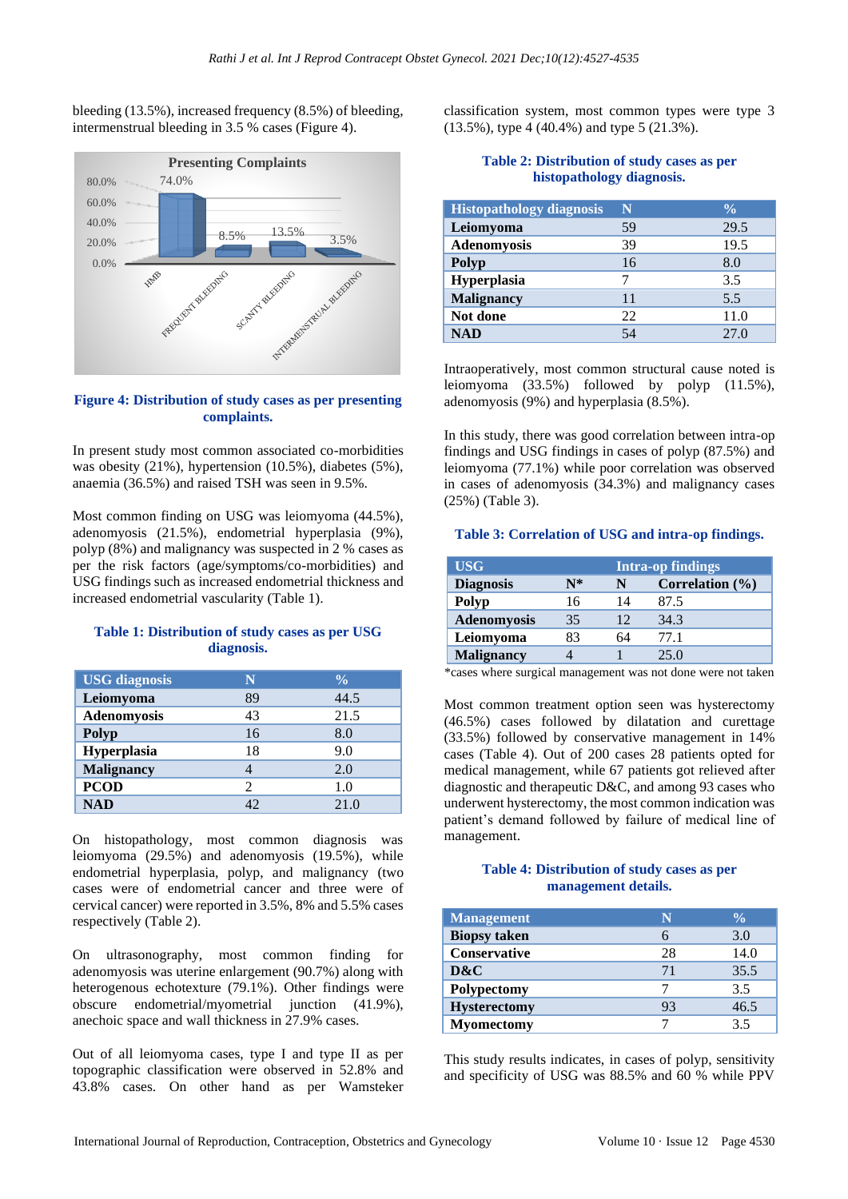bleeding (13.5%), increased frequency (8.5%) of bleeding, intermenstrual bleeding in 3.5 % cases (Figure 4).

**Figure 4: Distribution of study cases as per presenting complaints.**

In present study most common associated co-morbidities was obesity (21%), hypertension (10.5%), diabetes (5%), anaemia (36.5%) and raised TSH was seen in 9.5%.

Most common finding on USG was leiomyoma (44.5%), adenomyosis (21.5%), endometrial hyperplasia (9%), polyp (8%) and malignancy was suspected in 2 % cases as per the risk factors (age/symptoms/co-morbidities) and USG findings such as increased endometrial thickness and increased endometrial vascularity (Table 1).

**Table 1: Distribution of study cases as per USG diagnosis.**

| USG diagnosis | N | % |
|---|---|---|
| **Leiomyoma** | 89 | 44.5 |
| **Adenomyosis** | 43 | 21.5 |
| **Polyp** | 16 | 8.0 |
| **Hyperplasia** | 18 | 9.0 |
| **Malignancy** | 4 | 2.0 |
| **PCOD** | 2 | 1.0 |
| **NAD** | 42 | 21.0 |

On histopathology, most common diagnosis was leiomyoma (29.5%) and adenomyosis (19.5%), while endometrial hyperplasia, polyp, and malignancy (two cases were of endometrial cancer and three were of cervical cancer) were reported in 3.5%, 8% and 5.5% cases respectively (Table 2).

On ultrasonography, most common finding for adenomyosis was uterine enlargement (90.7%) along with heterogenous echotexture (79.1%). Other findings were obscure endometrial/myometrial junction (41.9%), anechoic space and wall thickness in 27.9% cases.

Out of all leiomyoma cases, type I and type II as per topographic classification were observed in 52.8% and 43.8% cases. On other hand as per Wamsteker classification system, most common types were type 3 (13.5%), type 4 (40.4%) and type 5 (21.3%).

**Table 2: Distribution of study cases as per histopathology diagnosis.**

| Histopathology diagnosis | N | % |
|---|---|---|
| **Leiomyoma** | 59 | 29.5 |
| **Adenomyosis** | 39 | 19.5 |
| **Polyp** | 16 | 8.0 |
| **Hyperplasia** | 7 | 3.5 |
| **Malignancy** | 11 | 5.5 |
| **Not done** | 22 | 11.0 |
| **NAD** | 54 | 27.0 |

Intraoperatively, most common structural cause noted is leiomyoma (33.5%) followed by polyp (11.5%), adenomyosis (9%) and hyperplasia (8.5%).

In this study, there was good correlation between intra-op findings and USG findings in cases of polyp (87.5%) and leiomyoma (77.1%) while poor correlation was observed in cases of adenomyosis (34.3%) and malignancy cases (25%) (Table 3).

**Table 3: Correlation of USG and intra-op findings.**

| USG | | Intra-op findings | |
|---|---|---|---|
| **Diagnosis** | **N*** | **N** | **Correlation (%)** |
| **Polyp** | 16 | 14 | 87.5 |
| **Adenomyosis** | 35 | 12 | 34.3 |
| **Leiomyoma** | 83 | 64 | 77.1 |
| **Malignancy** | 4 | 1 | 25.0 |

*cases where surgical management was not done were not taken

Most common treatment option seen was hysterectomy (46.5%) cases followed by dilatation and curettage (33.5%) followed by conservative management in 14% cases (Table 4). Out of 200 cases 28 patients opted for medical management, while 67 patients got relieved after diagnostic and therapeutic D&C, and among 93 cases who underwent hysterectomy, the most common indication was patient's demand followed by failure of medical line of management.

**Table 4: Distribution of study cases as per management details.**

| Management | N | % |
|---|---|---|
| **Biopsy taken** | 6 | 3.0 |
| **Conservative** | 28 | 14.0 |
| **D&C** | 71 | 35.5 |
| **Polypectomy** | 7 | 3.5 |
| **Hysterectomy** | 93 | 46.5 |
| **Myomectomy** | 7 | 3.5 |

This study results indicates, in cases of polyp, sensitivity and specificity of USG was 88.5% and 60 % while PPV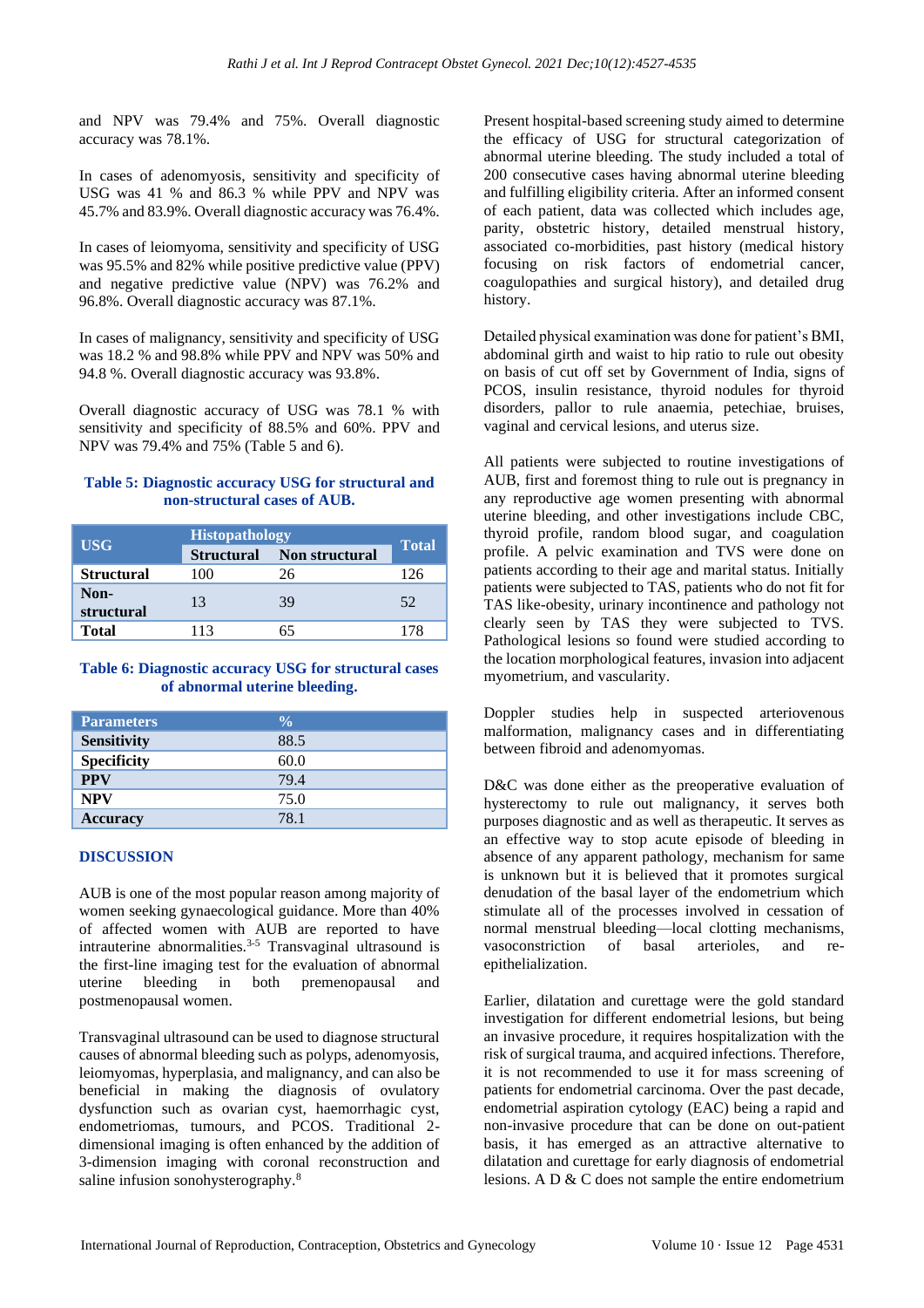and NPV was 79.4% and 75%. Overall diagnostic accuracy was 78.1%.

In cases of adenomyosis, sensitivity and specificity of USG was 41 % and 86.3 % while PPV and NPV was 45.7% and 83.9%. Overall diagnostic accuracy was 76.4%.

In cases of leiomyoma, sensitivity and specificity of USG was 95.5% and 82% while positive predictive value (PPV) and negative predictive value (NPV) was 76.2% and 96.8%. Overall diagnostic accuracy was 87.1%.

In cases of malignancy, sensitivity and specificity of USG was 18.2 % and 98.8% while PPV and NPV was 50% and 94.8 %. Overall diagnostic accuracy was 93.8%.

Overall diagnostic accuracy of USG was 78.1 % with sensitivity and specificity of 88.5% and 60%. PPV and NPV was 79.4% and 75% (Table 5 and 6).

**Table 5: Diagnostic accuracy USG for structural and non-structural cases of AUB.**

| USG | Histopathology | | Total |
|---|---|---|---|
| | Structural | Non structural | |
| Structural | 100 | 26 | 126 |
| Non-structural | 13 | 39 | 52 |
| Total | 113 | 65 | 178 |

**Table 6: Diagnostic accuracy USG for structural cases of abnormal uterine bleeding.**

| Parameters | % |
|---|---|
| Sensitivity | 88.5 |
| Specificity | 60.0 |
| PPV | 79.4 |
| NPV | 75.0 |
| Accuracy | 78.1 |

## DISCUSSION

AUB is one of the most popular reason among majority of women seeking gynaecological guidance. More than 40% of affected women with AUB are reported to have intrauterine abnormalities.[3-5] Transvaginal ultrasound is the first-line imaging test for the evaluation of abnormal uterine bleeding in both premenopausal and postmenopausal women.

Transvaginal ultrasound can be used to diagnose structural causes of abnormal bleeding such as polyps, adenomyosis, leiomyomas, hyperplasia, and malignancy, and can also be beneficial in making the diagnosis of ovulatory dysfunction such as ovarian cyst, haemorrhagic cyst, endometriomas, tumours, and PCOS. Traditional 2-dimensional imaging is often enhanced by the addition of 3-dimension imaging with coronal reconstruction and saline infusion sonohysterography.[8]

Present hospital-based screening study aimed to determine the efficacy of USG for structural categorization of abnormal uterine bleeding. The study included a total of 200 consecutive cases having abnormal uterine bleeding and fulfilling eligibility criteria. After an informed consent of each patient, data was collected which includes age, parity, obstetric history, detailed menstrual history, associated co-morbidities, past history (medical history focusing on risk factors of endometrial cancer, coagulopathies and surgical history), and detailed drug history.

Detailed physical examination was done for patient's BMI, abdominal girth and waist to hip ratio to rule out obesity on basis of cut off set by Government of India, signs of PCOS, insulin resistance, thyroid nodules for thyroid disorders, pallor to rule anaemia, petechiae, bruises, vaginal and cervical lesions, and uterus size.

All patients were subjected to routine investigations of AUB, first and foremost thing to rule out is pregnancy in any reproductive age women presenting with abnormal uterine bleeding, and other investigations include CBC, thyroid profile, random blood sugar, and coagulation profile. A pelvic examination and TVS were done on patients according to their age and marital status. Initially patients were subjected to TAS, patients who do not fit for TAS like-obesity, urinary incontinence and pathology not clearly seen by TAS they were subjected to TVS. Pathological lesions so found were studied according to the location morphological features, invasion into adjacent myometrium, and vascularity.

Doppler studies help in suspected arteriovenous malformation, malignancy cases and in differentiating between fibroid and adenomyomas.

D&C was done either as the preoperative evaluation of hysterectomy to rule out malignancy, it serves both purposes diagnostic and as well as therapeutic. It serves as an effective way to stop acute episode of bleeding in absence of any apparent pathology, mechanism for same is unknown but it is believed that it promotes surgical denudation of the basal layer of the endometrium which stimulate all of the processes involved in cessation of normal menstrual bleeding—local clotting mechanisms, vasoconstriction of basal arterioles, and re-epithelialization.

Earlier, dilatation and curettage were the gold standard investigation for different endometrial lesions, but being an invasive procedure, it requires hospitalization with the risk of surgical trauma, and acquired infections. Therefore, it is not recommended to use it for mass screening of patients for endometrial carcinoma. Over the past decade, endometrial aspiration cytology (EAC) being a rapid and non-invasive procedure that can be done on out-patient basis, it has emerged as an attractive alternative to dilatation and curettage for early diagnosis of endometrial lesions. A D & C does not sample the entire endometrium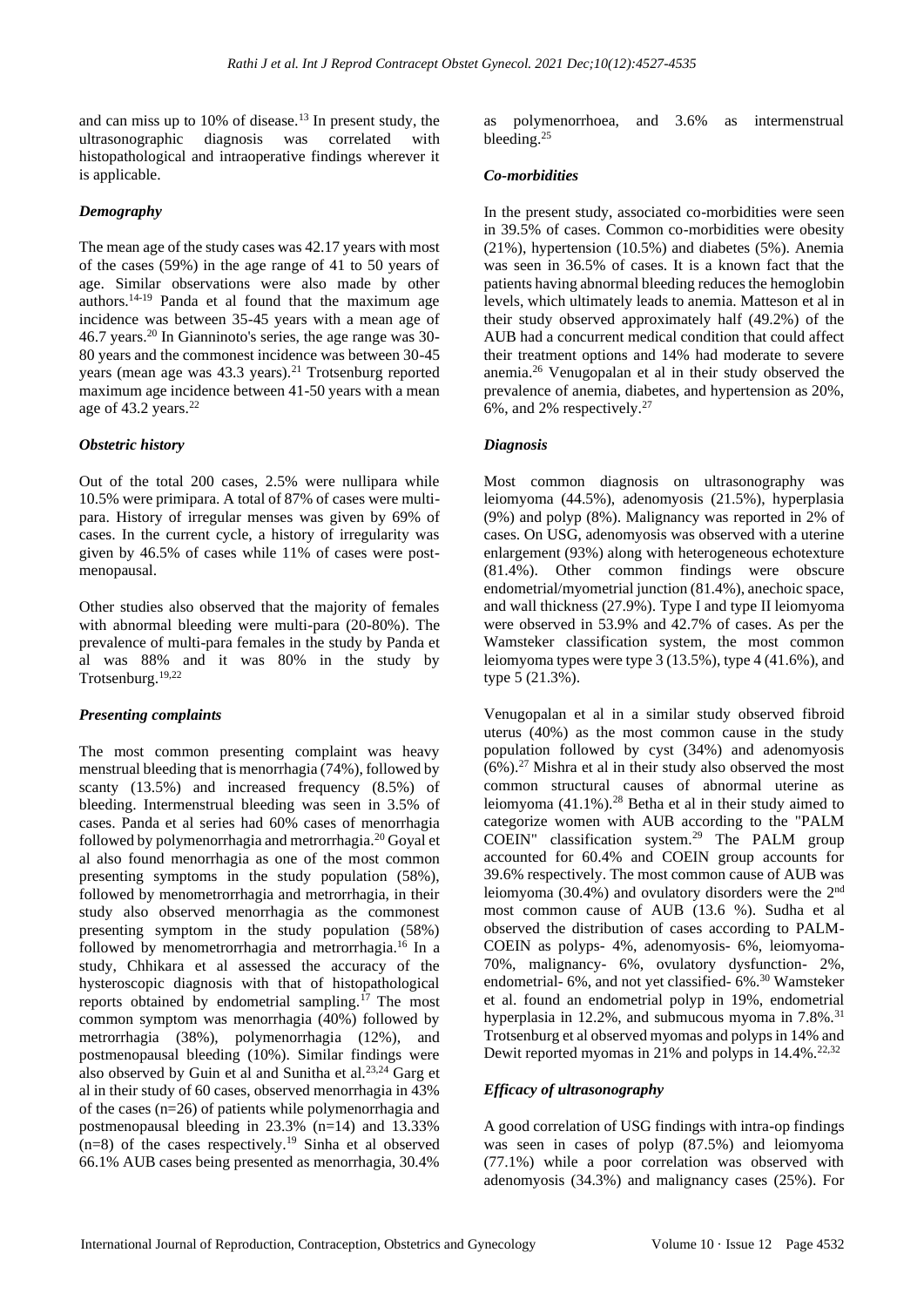and can miss up to 10% of disease.[13] In present study, the ultrasonographic diagnosis was correlated with histopathological and intraoperative findings wherever it is applicable.

### *Demography*

The mean age of the study cases was 42.17 years with most of the cases (59%) in the age range of 41 to 50 years of age. Similar observations were also made by other authors.[14-19] Panda et al found that the maximum age incidence was between 35-45 years with a mean age of 46.7 years.[20] In Gianninoto's series, the age range was 30-80 years and the commonest incidence was between 30-45 years (mean age was 43.3 years).[21] Trotsenburg reported maximum age incidence between 41-50 years with a mean age of 43.2 years.[22]

### *Obstetric history*

Out of the total 200 cases, 2.5% were nullipara while 10.5% were primipara. A total of 87% of cases were multi-para. History of irregular menses was given by 69% of cases. In the current cycle, a history of irregularity was given by 46.5% of cases while 11% of cases were post-menopausal.

Other studies also observed that the majority of females with abnormal bleeding were multi-para (20-80%). The prevalence of multi-para females in the study by Panda et al was 88% and it was 80% in the study by Trotsenburg.[19,22]

### *Presenting complaints*

The most common presenting complaint was heavy menstrual bleeding that is menorrhagia (74%), followed by scanty (13.5%) and increased frequency (8.5%) of bleeding. Intermenstrual bleeding was seen in 3.5% of cases. Panda et al series had 60% cases of menorrhagia followed by polymenorrhagia and metrorrhagia.[20] Goyal et al also found menorrhagia as one of the most common presenting symptoms in the study population (58%), followed by menometrorrhagia and metrorrhagia, in their study also observed menorrhagia as the commonest presenting symptom in the study population (58%) followed by menometrorrhagia and metrorrhagia.[16] In a study, Chhikara et al assessed the accuracy of the hysteroscopic diagnosis with that of histopathological reports obtained by endometrial sampling.[17] The most common symptom was menorrhagia (40%) followed by metrorrhagia (38%), polymenorrhagia (12%), and postmenopausal bleeding (10%). Similar findings were also observed by Guin et al and Sunitha et al.[23,24] Garg et al in their study of 60 cases, observed menorrhagia in 43% of the cases (n=26) of patients while polymenorrhagia and postmenopausal bleeding in 23.3% (n=14) and 13.33% (n=8) of the cases respectively.[19] Sinha et al observed 66.1% AUB cases being presented as menorrhagia, 30.4% as polymenorrhoea, and 3.6% as intermenstrual bleeding.[25]

### *Co-morbidities*

In the present study, associated co-morbidities were seen in 39.5% of cases. Common co-morbidities were obesity (21%), hypertension (10.5%) and diabetes (5%). Anemia was seen in 36.5% of cases. It is a known fact that the patients having abnormal bleeding reduces the hemoglobin levels, which ultimately leads to anemia. Matteson et al in their study observed approximately half (49.2%) of the AUB had a concurrent medical condition that could affect their treatment options and 14% had moderate to severe anemia.[26] Venugopalan et al in their study observed the prevalence of anemia, diabetes, and hypertension as 20%, 6%, and 2% respectively.[27]

### *Diagnosis*

Most common diagnosis on ultrasonography was leiomyoma (44.5%), adenomyosis (21.5%), hyperplasia (9%) and polyp (8%). Malignancy was reported in 2% of cases. On USG, adenomyosis was observed with a uterine enlargement (93%) along with heterogeneous echotexture (81.4%). Other common findings were obscure endometrial/myometrial junction (81.4%), anechoic space, and wall thickness (27.9%). Type I and type II leiomyoma were observed in 53.9% and 42.7% of cases. As per the Wamsteker classification system, the most common leiomyoma types were type 3 (13.5%), type 4 (41.6%), and type 5 (21.3%).

Venugopalan et al in a similar study observed fibroid uterus (40%) as the most common cause in the study population followed by cyst (34%) and adenomyosis (6%).[27] Mishra et al in their study also observed the most common structural causes of abnormal uterine as leiomyoma (41.1%).[28] Betha et al in their study aimed to categorize women with AUB according to the "PALM COEIN" classification system.[29] The PALM group accounted for 60.4% and COEIN group accounts for 39.6% respectively. The most common cause of AUB was leiomyoma (30.4%) and ovulatory disorders were the 2nd most common cause of AUB (13.6 %). Sudha et al observed the distribution of cases according to PALM-COEIN as polyps- 4%, adenomyosis- 6%, leiomyoma- 70%, malignancy- 6%, ovulatory dysfunction- 2%, endometrial- 6%, and not yet classified- 6%.[30] Wamsteker et al. found an endometrial polyp in 19%, endometrial hyperplasia in 12.2%, and submucous myoma in 7.8%.[31] Trotsenburg et al observed myomas and polyps in 14% and Dewit reported myomas in 21% and polyps in 14.4%.[22,32]

### *Efficacy of ultrasonography*

A good correlation of USG findings with intra-op findings was seen in cases of polyp (87.5%) and leiomyoma (77.1%) while a poor correlation was observed with adenomyosis (34.3%) and malignancy cases (25%). For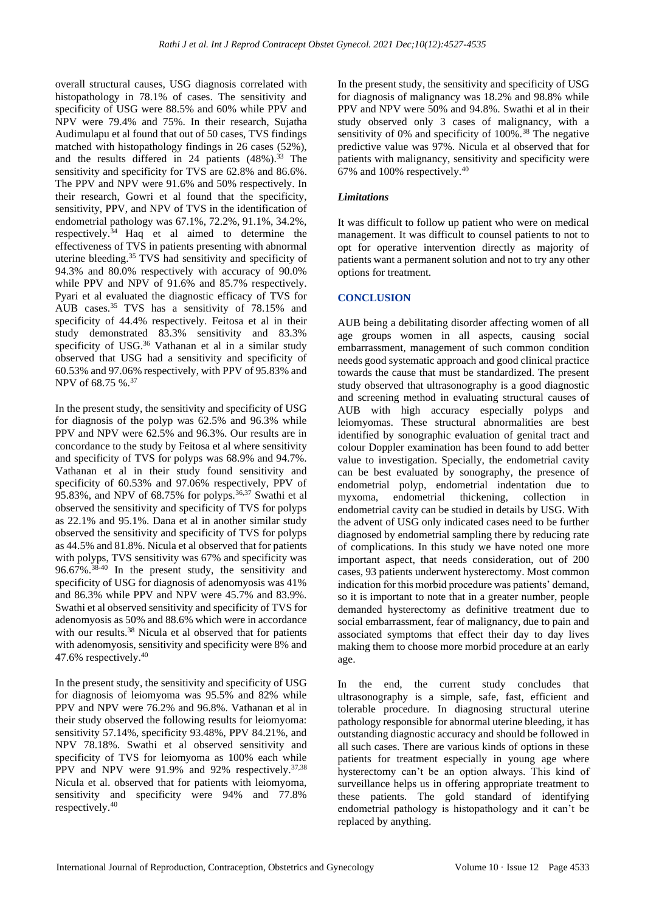overall structural causes, USG diagnosis correlated with histopathology in 78.1% of cases. The sensitivity and specificity of USG were 88.5% and 60% while PPV and NPV were 79.4% and 75%. In their research, Sujatha Audimulapu et al found that out of 50 cases, TVS findings matched with histopathology findings in 26 cases (52%), and the results differed in 24 patients (48%).[33] The sensitivity and specificity for TVS are 62.8% and 86.6%. The PPV and NPV were 91.6% and 50% respectively. In their research, Gowri et al found that the specificity, sensitivity, PPV, and NPV of TVS in the identification of endometrial pathology was 67.1%, 72.2%, 91.1%, 34.2%, respectively.[34] Haq et al aimed to determine the effectiveness of TVS in patients presenting with abnormal uterine bleeding.[35] TVS had sensitivity and specificity of 94.3% and 80.0% respectively with accuracy of 90.0% while PPV and NPV of 91.6% and 85.7% respectively. Pyari et al evaluated the diagnostic efficacy of TVS for AUB cases.[35] TVS has a sensitivity of 78.15% and specificity of 44.4% respectively. Feitosa et al in their study demonstrated 83.3% sensitivity and 83.3% specificity of USG.[36] Vathanan et al in a similar study observed that USG had a sensitivity and specificity of 60.53% and 97.06% respectively, with PPV of 95.83% and NPV of 68.75 %.[37]

In the present study, the sensitivity and specificity of USG for diagnosis of the polyp was 62.5% and 96.3% while PPV and NPV were 62.5% and 96.3%. Our results are in concordance to the study by Feitosa et al where sensitivity and specificity of TVS for polyps was 68.9% and 94.7%. Vathanan et al in their study found sensitivity and specificity of 60.53% and 97.06% respectively, PPV of 95.83%, and NPV of 68.75% for polyps.[36,37] Swathi et al observed the sensitivity and specificity of TVS for polyps as 22.1% and 95.1%. Dana et al in another similar study observed the sensitivity and specificity of TVS for polyps as 44.5% and 81.8%. Nicula et al observed that for patients with polyps, TVS sensitivity was 67% and specificity was 96.67%.[38-40] In the present study, the sensitivity and specificity of USG for diagnosis of adenomyosis was 41% and 86.3% while PPV and NPV were 45.7% and 83.9%. Swathi et al observed sensitivity and specificity of TVS for adenomyosis as 50% and 88.6% which were in accordance with our results.[38] Nicula et al observed that for patients with adenomyosis, sensitivity and specificity were 8% and 47.6% respectively.[40]

In the present study, the sensitivity and specificity of USG for diagnosis of leiomyoma was 95.5% and 82% while PPV and NPV were 76.2% and 96.8%. Vathanan et al in their study observed the following results for leiomyoma: sensitivity 57.14%, specificity 93.48%, PPV 84.21%, and NPV 78.18%. Swathi et al observed sensitivity and specificity of TVS for leiomyoma as 100% each while PPV and NPV were 91.9% and 92% respectively.[37,38] Nicula et al. observed that for patients with leiomyoma, sensitivity and specificity were 94% and 77.8% respectively.[40]

In the present study, the sensitivity and specificity of USG for diagnosis of malignancy was 18.2% and 98.8% while PPV and NPV were 50% and 94.8%. Swathi et al in their study observed only 3 cases of malignancy, with a sensitivity of 0% and specificity of 100%.[38] The negative predictive value was 97%. Nicula et al observed that for patients with malignancy, sensitivity and specificity were 67% and 100% respectively.[40]

### *Limitations*

It was difficult to follow up patient who were on medical management. It was difficult to counsel patients to not to opt for operative intervention directly as majority of patients want a permanent solution and not to try any other options for treatment.

## CONCLUSION

AUB being a debilitating disorder affecting women of all age groups women in all aspects, causing social embarrassment, management of such common condition needs good systematic approach and good clinical practice towards the cause that must be standardized. The present study observed that ultrasonography is a good diagnostic and screening method in evaluating structural causes of AUB with high accuracy especially polyps and leiomyomas. These structural abnormalities are best identified by sonographic evaluation of genital tract and colour Doppler examination has been found to add better value to investigation. Specially, the endometrial cavity can be best evaluated by sonography, the presence of endometrial polyp, endometrial indentation due to myxoma, endometrial thickening, collection in endometrial cavity can be studied in details by USG. With the advent of USG only indicated cases need to be further diagnosed by endometrial sampling there by reducing rate of complications. In this study we have noted one more important aspect, that needs consideration, out of 200 cases, 93 patients underwent hysterectomy. Most common indication for this morbid procedure was patients' demand, so it is important to note that in a greater number, people demanded hysterectomy as definitive treatment due to social embarrassment, fear of malignancy, due to pain and associated symptoms that effect their day to day lives making them to choose more morbid procedure at an early age.

In the end, the current study concludes that ultrasonography is a simple, safe, fast, efficient and tolerable procedure. In diagnosing structural uterine pathology responsible for abnormal uterine bleeding, it has outstanding diagnostic accuracy and should be followed in all such cases. There are various kinds of options in these patients for treatment especially in young age where hysterectomy can't be an option always. This kind of surveillance helps us in offering appropriate treatment to these patients. The gold standard of identifying endometrial pathology is histopathology and it can't be replaced by anything.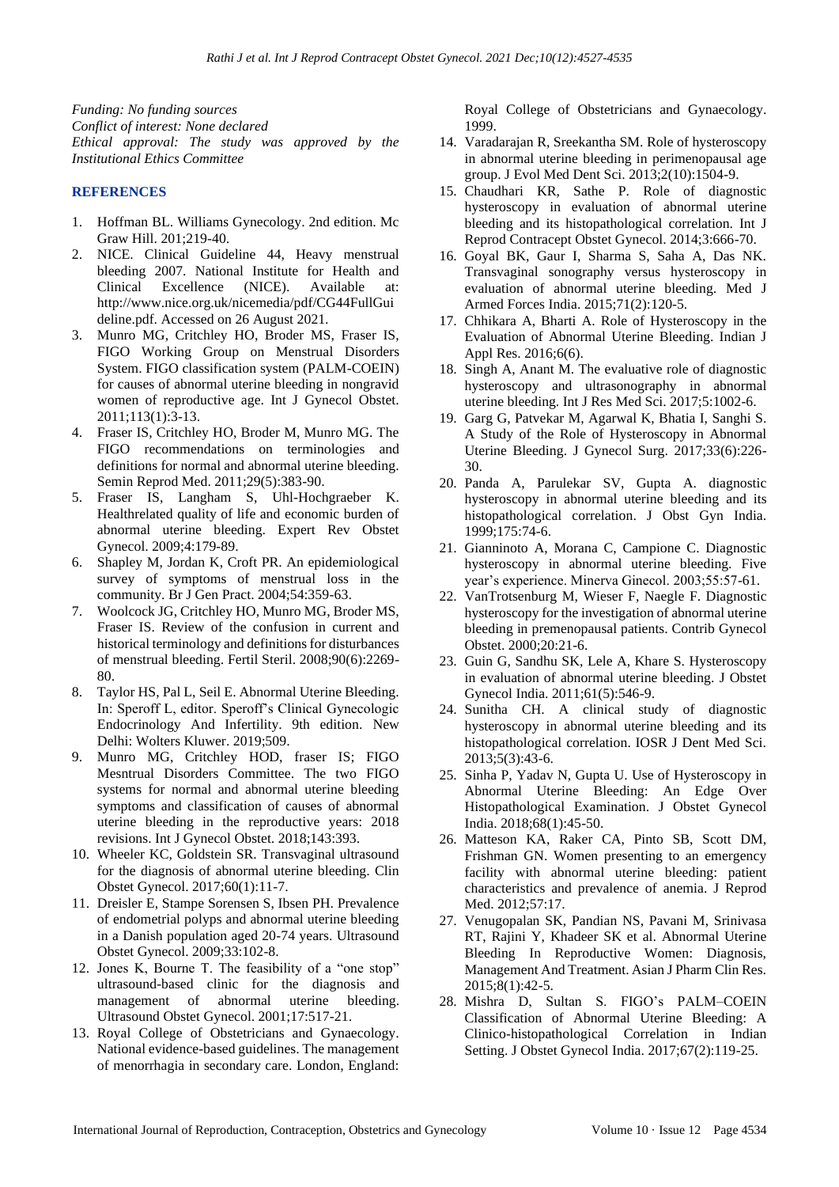*Funding: No funding sources*
*Conflict of interest: None declared*
*Ethical approval: The study was approved by the Institutional Ethics Committee*

## REFERENCES

1. Hoffman BL. Williams Gynecology. 2nd edition. Mc Graw Hill. 201;219-40.
2. NICE. Clinical Guideline 44, Heavy menstrual bleeding 2007. National Institute for Health and Clinical Excellence (NICE). Available at: http://www.nice.org.uk/nicemedia/pdf/CG44FullGuideline.pdf. Accessed on 26 August 2021.
3. Munro MG, Critchley HO, Broder MS, Fraser IS, FIGO Working Group on Menstrual Disorders System. FIGO classification system (PALM-COEIN) for causes of abnormal uterine bleeding in nongravid women of reproductive age. Int J Gynecol Obstet. 2011;113(1):3-13.
4. Fraser IS, Critchley HO, Broder M, Munro MG. The FIGO recommendations on terminologies and definitions for normal and abnormal uterine bleeding. Semin Reprod Med. 2011;29(5):383-90.
5. Fraser IS, Langham S, Uhl-Hochgraeber K. Healthrelated quality of life and economic burden of abnormal uterine bleeding. Expert Rev Obstet Gynecol. 2009;4:179-89.
6. Shapley M, Jordan K, Croft PR. An epidemiological survey of symptoms of menstrual loss in the community. Br J Gen Pract. 2004;54:359-63.
7. Woolcock JG, Critchley HO, Munro MG, Broder MS, Fraser IS. Review of the confusion in current and historical terminology and definitions for disturbances of menstrual bleeding. Fertil Steril. 2008;90(6):2269-80.
8. Taylor HS, Pal L, Seil E. Abnormal Uterine Bleeding. In: Speroff L, editor. Speroff's Clinical Gynecologic Endocrinology And Infertility. 9th edition. New Delhi: Wolters Kluwer. 2019;509.
9. Munro MG, Critchley HOD, fraser IS; FIGO Mesntrual Disorders Committee. The two FIGO systems for normal and abnormal uterine bleeding symptoms and classification of causes of abnormal uterine bleeding in the reproductive years: 2018 revisions. Int J Gynecol Obstet. 2018;143:393.
10. Wheeler KC, Goldstein SR. Transvaginal ultrasound for the diagnosis of abnormal uterine bleeding. Clin Obstet Gynecol. 2017;60(1):11-7.
11. Dreisler E, Stampe Sorensen S, Ibsen PH. Prevalence of endometrial polyps and abnormal uterine bleeding in a Danish population aged 20-74 years. Ultrasound Obstet Gynecol. 2009;33:102-8.
12. Jones K, Bourne T. The feasibility of a "one stop" ultrasound-based clinic for the diagnosis and management of abnormal uterine bleeding. Ultrasound Obstet Gynecol. 2001;17:517-21.
13. Royal College of Obstetricians and Gynaecology. National evidence-based guidelines. The management of menorrhagia in secondary care. London, England: Royal College of Obstetricians and Gynaecology. 1999.
14. Varadarajan R, Sreekantha SM. Role of hysteroscopy in abnormal uterine bleeding in perimenopausal age group. J Evol Med Dent Sci. 2013;2(10):1504-9.
15. Chaudhari KR, Sathe P. Role of diagnostic hysteroscopy in evaluation of abnormal uterine bleeding and its histopathological correlation. Int J Reprod Contracept Obstet Gynecol. 2014;3:666-70.
16. Goyal BK, Gaur I, Sharma S, Saha A, Das NK. Transvaginal sonography versus hysteroscopy in evaluation of abnormal uterine bleeding. Med J Armed Forces India. 2015;71(2):120-5.
17. Chhikara A, Bharti A. Role of Hysteroscopy in the Evaluation of Abnormal Uterine Bleeding. Indian J Appl Res. 2016;6(6).
18. Singh A, Anant M. The evaluative role of diagnostic hysteroscopy and ultrasonography in abnormal uterine bleeding. Int J Res Med Sci. 2017;5:1002-6.
19. Garg G, Patvekar M, Agarwal K, Bhatia I, Sanghi S. A Study of the Role of Hysteroscopy in Abnormal Uterine Bleeding. J Gynecol Surg. 2017;33(6):226-30.
20. Panda A, Parulekar SV, Gupta A. diagnostic hysteroscopy in abnormal uterine bleeding and its histopathological correlation. J Obst Gyn India. 1999;175:74-6.
21. Gianninoto A, Morana C, Campione C. Diagnostic hysteroscopy in abnormal uterine bleeding. Five year's experience. Minerva Ginecol. 2003;55:57-61.
22. VanTrotsenburg M, Wieser F, Naegle F. Diagnostic hysteroscopy for the investigation of abnormal uterine bleeding in premenopausal patients. Contrib Gynecol Obstet. 2000;20:21-6.
23. Guin G, Sandhu SK, Lele A, Khare S. Hysteroscopy in evaluation of abnormal uterine bleeding. J Obstet Gynecol India. 2011;61(5):546-9.
24. Sunitha CH. A clinical study of diagnostic hysteroscopy in abnormal uterine bleeding and its histopathological correlation. IOSR J Dent Med Sci. 2013;5(3):43-6.
25. Sinha P, Yadav N, Gupta U. Use of Hysteroscopy in Abnormal Uterine Bleeding: An Edge Over Histopathological Examination. J Obstet Gynecol India. 2018;68(1):45-50.
26. Matteson KA, Raker CA, Pinto SB, Scott DM, Frishman GN. Women presenting to an emergency facility with abnormal uterine bleeding: patient characteristics and prevalence of anemia. J Reprod Med. 2012;57:17.
27. Venugopalan SK, Pandian NS, Pavani M, Srinivasa RT, Rajini Y, Khadeer SK et al. Abnormal Uterine Bleeding In Reproductive Women: Diagnosis, Management And Treatment. Asian J Pharm Clin Res. 2015;8(1):42-5.
28. Mishra D, Sultan S. FIGO's PALM–COEIN Classification of Abnormal Uterine Bleeding: A Clinico-histopathological Correlation in Indian Setting. J Obstet Gynecol India. 2017;67(2):119-25.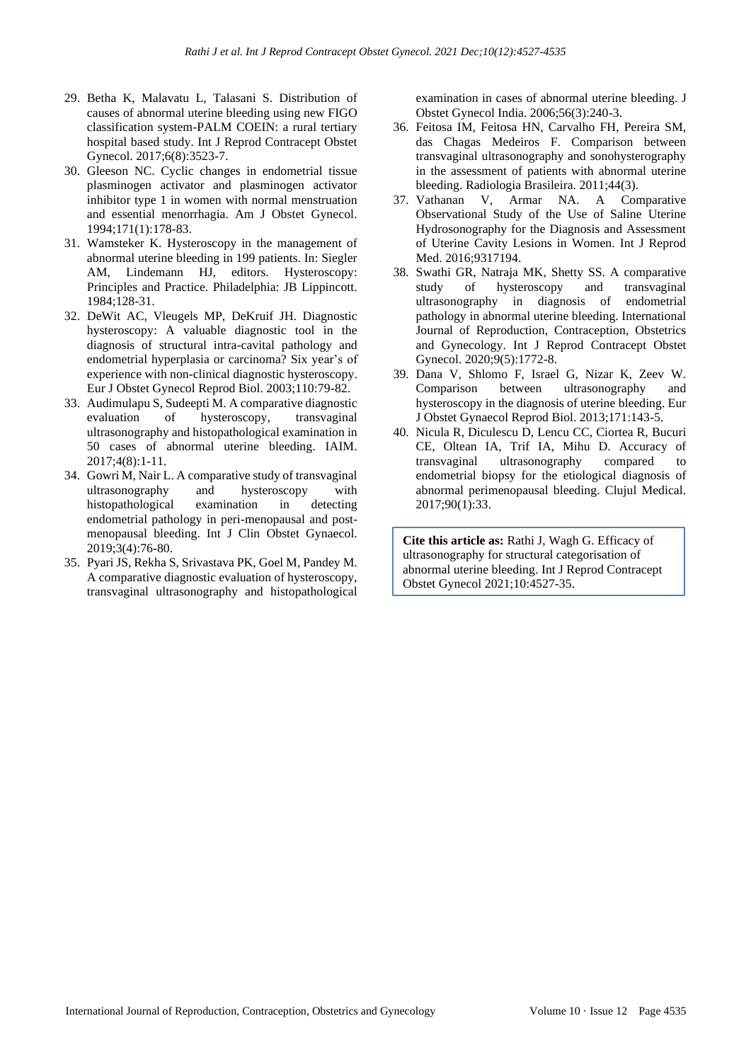29. Betha K, Malavatu L, Talasani S. Distribution of causes of abnormal uterine bleeding using new FIGO classification system-PALM COEIN: a rural tertiary hospital based study. Int J Reprod Contracept Obstet Gynecol. 2017;6(8):3523-7.
30. Gleeson NC. Cyclic changes in endometrial tissue plasminogen activator and plasminogen activator inhibitor type 1 in women with normal menstruation and essential menorrhagia. Am J Obstet Gynecol. 1994;171(1):178-83.
31. Wamsteker K. Hysteroscopy in the management of abnormal uterine bleeding in 199 patients. In: Siegler AM, Lindemann HJ, editors. Hysteroscopy: Principles and Practice. Philadelphia: JB Lippincott. 1984;128-31.
32. DeWit AC, Vleugels MP, DeKruif JH. Diagnostic hysteroscopy: A valuable diagnostic tool in the diagnosis of structural intra-cavital pathology and endometrial hyperplasia or carcinoma? Six year's of experience with non-clinical diagnostic hysteroscopy. Eur J Obstet Gynecol Reprod Biol. 2003;110:79-82.
33. Audimulapu S, Sudeepti M. A comparative diagnostic evaluation of hysteroscopy, transvaginal ultrasonography and histopathological examination in 50 cases of abnormal uterine bleeding. IAIM. 2017;4(8):1-11.
34. Gowri M, Nair L. A comparative study of transvaginal ultrasonography and hysteroscopy with histopathological examination in detecting endometrial pathology in peri-menopausal and post-menopausal bleeding. Int J Clin Obstet Gynaecol. 2019;3(4):76-80.
35. Pyari JS, Rekha S, Srivastava PK, Goel M, Pandey M. A comparative diagnostic evaluation of hysteroscopy, transvaginal ultrasonography and histopathological examination in cases of abnormal uterine bleeding. J Obstet Gynecol India. 2006;56(3):240-3.
36. Feitosa IM, Feitosa HN, Carvalho FH, Pereira SM, das Chagas Medeiros F. Comparison between transvaginal ultrasonography and sonohysterography in the assessment of patients with abnormal uterine bleeding. Radiologia Brasileira. 2011;44(3).
37. Vathanan V, Armar NA. A Comparative Observational Study of the Use of Saline Uterine Hydrosonography for the Diagnosis and Assessment of Uterine Cavity Lesions in Women. Int J Reprod Med. 2016;9317194.
38. Swathi GR, Natraja MK, Shetty SS. A comparative study of hysteroscopy and transvaginal ultrasonography in diagnosis of endometrial pathology in abnormal uterine bleeding. International Journal of Reproduction, Contraception, Obstetrics and Gynecology. Int J Reprod Contracept Obstet Gynecol. 2020;9(5):1772-8.
39. Dana V, Shlomo F, Israel G, Nizar K, Zeev W. Comparison between ultrasonography and hysteroscopy in the diagnosis of uterine bleeding. Eur J Obstet Gynaecol Reprod Biol. 2013;171:143-5.
40. Nicula R, Diculescu D, Lencu CC, Ciortea R, Bucuri CE, Oltean IA, Trif IA, Mihu D. Accuracy of transvaginal ultrasonography compared to endometrial biopsy for the etiological diagnosis of abnormal perimenopausal bleeding. Clujul Medical. 2017;90(1):33.

**Cite this article as:** Rathi J, Wagh G. Efficacy of ultrasonography for structural categorisation of abnormal uterine bleeding. Int J Reprod Contracept Obstet Gynecol 2021;10:4527-35.